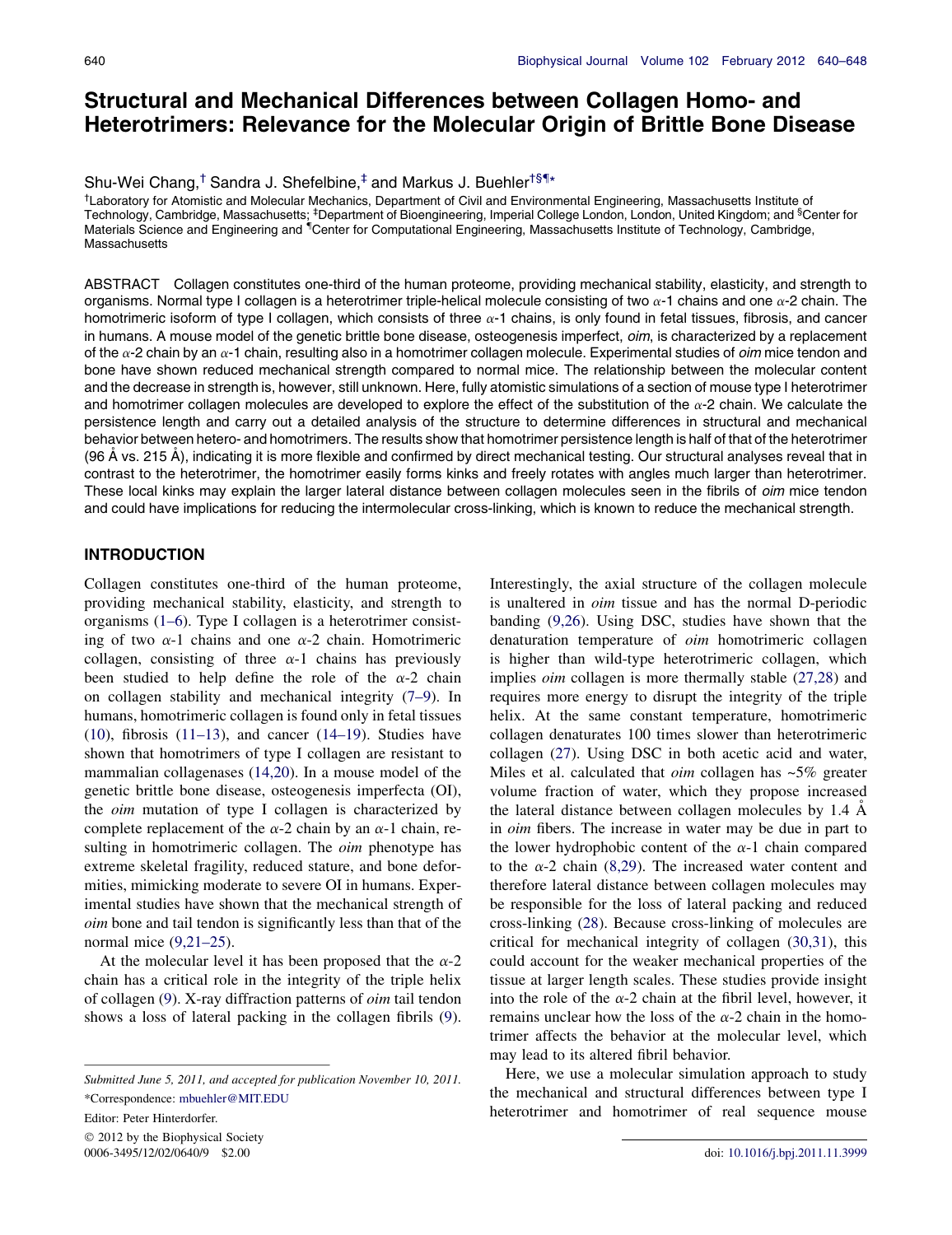# Structural and Mechanical Differences between Collagen Homo- and Heterotrimers: Relevance for the Molecular Origin of Brittle Bone Disease

Shu-Wei Chang,[†] Sandra J. Shefelbine,[‡] and Markus J. Buehler[†§¶*]

[†]Laboratory for Atomistic and Molecular Mechanics, Department of Civil and Environmental Engineering, Massachusetts Institute of Technology, Cambridge, Massachusetts; [‡]Department of Bioengineering, Imperial College London, London, United Kingdom; and [§]Center for Materials Science and Engineering and [¶]Center for Computational Engineering, Massachusetts Institute of Technology, Cambridge, Massachusetts

ABSTRACT Collagen constitutes one-third of the human proteome, providing mechanical stability, elasticity, and strength to organisms. Normal type I collagen is a heterotrimer triple-helical molecule consisting of two α-1 chains and one α-2 chain. The homotrimeric isoform of type I collagen, which consists of three α-1 chains, is only found in fetal tissues, fibrosis, and cancer in humans. A mouse model of the genetic brittle bone disease, osteogenesis imperfect, *oim*, is characterized by a replacement of the α-2 chain by an α-1 chain, resulting also in a homotrimer collagen molecule. Experimental studies of *oim* mice tendon and bone have shown reduced mechanical strength compared to normal mice. The relationship between the molecular content and the decrease in strength is, however, still unknown. Here, fully atomistic simulations of a section of mouse type I heterotrimer and homotrimer collagen molecules are developed to explore the effect of the substitution of the α-2 chain. We calculate the persistence length and carry out a detailed analysis of the structure to determine differences in structural and mechanical behavior between hetero- and homotrimers. The results show that homotrimer persistence length is half of that of the heterotrimer (96 Å vs. 215 Å), indicating it is more flexible and confirmed by direct mechanical testing. Our structural analyses reveal that in contrast to the heterotrimer, the homotrimer easily forms kinks and freely rotates with angles much larger than heterotrimer. These local kinks may explain the larger lateral distance between collagen molecules seen in the fibrils of *oim* mice tendon and could have implications for reducing the intermolecular cross-linking, which is known to reduce the mechanical strength.

## INTRODUCTION

Collagen constitutes one-third of the human proteome, providing mechanical stability, elasticity, and strength to organisms (1–6). Type I collagen is a heterotrimer consisting of two α-1 chains and one α-2 chain. Homotrimeric collagen, consisting of three α-1 chains has previously been studied to help define the role of the α-2 chain on collagen stability and mechanical integrity (7–9). In humans, homotrimeric collagen is found only in fetal tissues (10), fibrosis (11–13), and cancer (14–19). Studies have shown that homotrimers of type I collagen are resistant to mammalian collagenases (14,20). In a mouse model of the genetic brittle bone disease, osteogenesis imperfecta (OI), the *oim* mutation of type I collagen is characterized by complete replacement of the α-2 chain by an α-1 chain, resulting in homotrimeric collagen. The *oim* phenotype has extreme skeletal fragility, reduced stature, and bone deformities, mimicking moderate to severe OI in humans. Experimental studies have shown that the mechanical strength of *oim* bone and tail tendon is significantly less than that of the normal mice (9,21–25).

At the molecular level it has been proposed that the α-2 chain has a critical role in the integrity of the triple helix of collagen (9). X-ray diffraction patterns of *oim* tail tendon shows a loss of lateral packing in the collagen fibrils (9). Interestingly, the axial structure of the collagen molecule is unaltered in *oim* tissue and has the normal D-periodic banding (9,26). Using DSC, studies have shown that the denaturation temperature of *oim* homotrimeric collagen is higher than wild-type heterotrimeric collagen, which implies *oim* collagen is more thermally stable (27,28) and requires more energy to disrupt the integrity of the triple helix. At the same constant temperature, homotrimeric collagen denaturates 100 times slower than heterotrimeric collagen (27). Using DSC in both acetic acid and water, Miles et al. calculated that *oim* collagen has ~5% greater volume fraction of water, which they propose increased the lateral distance between collagen molecules by 1.4 Å in *oim* fibers. The increase in water may be due in part to the lower hydrophobic content of the α-1 chain compared to the α-2 chain (8,29). The increased water content and therefore lateral distance between collagen molecules may be responsible for the loss of lateral packing and reduced cross-linking (28). Because cross-linking of molecules are critical for mechanical integrity of collagen (30,31), this could account for the weaker mechanical properties of the tissue at larger length scales. These studies provide insight into the role of the α-2 chain at the fibril level, however, it remains unclear how the loss of the α-2 chain in the homotrimer affects the behavior at the molecular level, which may lead to its altered fibril behavior.

Here, we use a molecular simulation approach to study the mechanical and structural differences between type I heterotrimer and homotrimer of real sequence mouse

Submitted June 5, 2011, and accepted for publication November 10, 2011.

*Correspondence: mbuehler@MIT.EDU

Editor: Peter Hinterdorfer.

© 2012 by the Biophysical Society
0006-3495/12/02/0640/9 $2.00

doi: 10.1016/j.bpj.2011.11.3999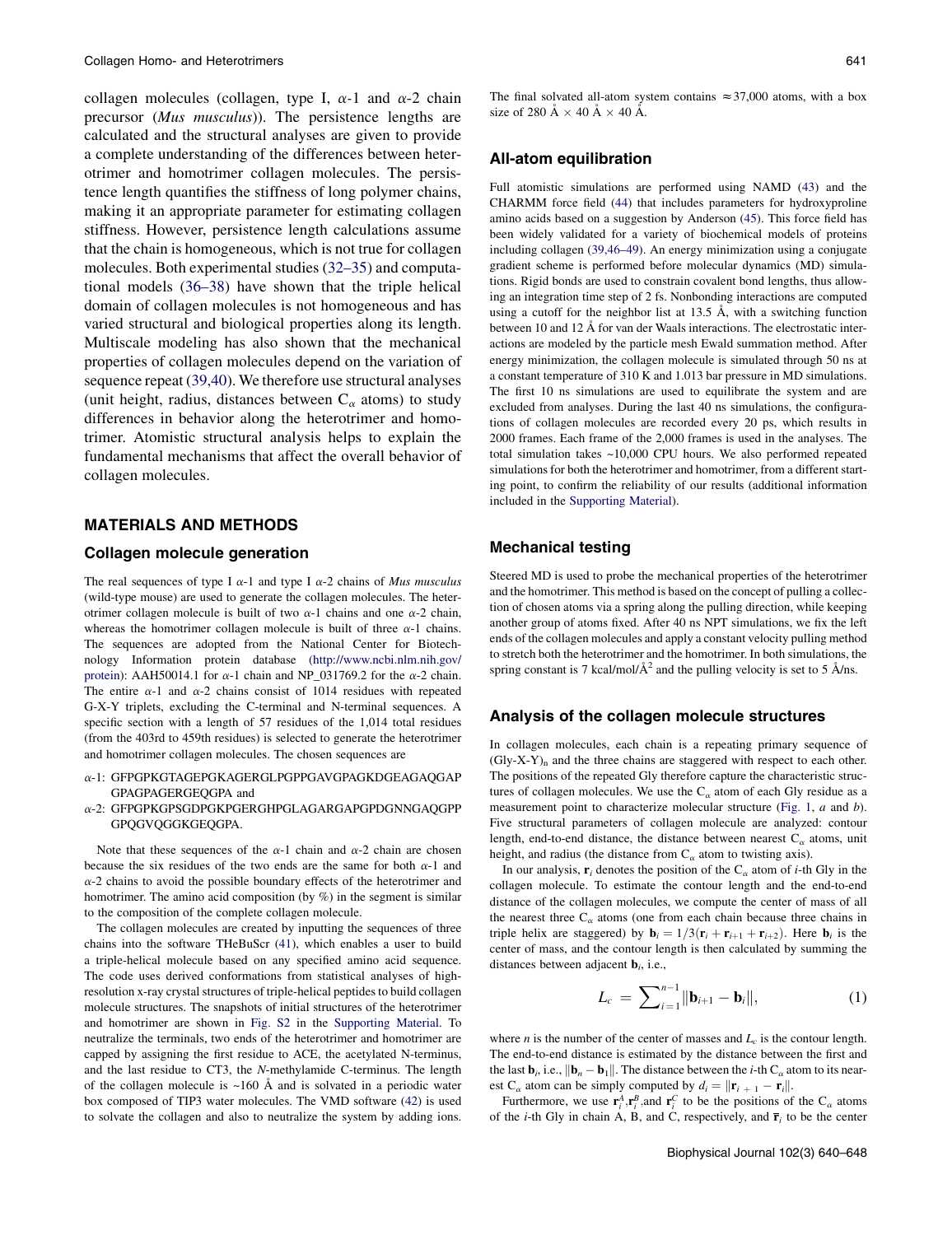collagen molecules (collagen, type I, $\alpha$-1 and $\alpha$-2 chain precursor (*Mus musculus*)). The persistence lengths are calculated and the structural analyses are given to provide a complete understanding of the differences between heterotrimer and homotrimer collagen molecules. The persistence length quantifies the stiffness of long polymer chains, making it an appropriate parameter for estimating collagen stiffness. However, persistence length calculations assume that the chain is homogeneous, which is not true for collagen molecules. Both experimental studies (32–35) and computational models (36–38) have shown that the triple helical domain of collagen molecules is not homogeneous and has varied structural and biological properties along its length. Multiscale modeling has also shown that the mechanical properties of collagen molecules depend on the variation of sequence repeat (39,40). We therefore use structural analyses (unit height, radius, distances between $C_\alpha$ atoms) to study differences in behavior along the heterotrimer and homotrimer. Atomistic structural analysis helps to explain the fundamental mechanisms that affect the overall behavior of collagen molecules.

## MATERIALS AND METHODS

### Collagen molecule generation

The real sequences of type I $\alpha$-1 and type I $\alpha$-2 chains of *Mus musculus* (wild-type mouse) are used to generate the collagen molecules. The heterotrimer collagen molecule is built of two $\alpha$-1 chains and one $\alpha$-2 chain, whereas the homotrimer collagen molecule is built of three $\alpha$-1 chains. The sequences are adopted from the National Center for Biotechnology Information protein database (http://www.ncbi.nlm.nih.gov/protein): AAH50014.1 for $\alpha$-1 chain and NP_031769.2 for the $\alpha$-2 chain. The entire $\alpha$-1 and $\alpha$-2 chains consist of 1014 residues with repeated G-X-Y triplets, excluding the C-terminal and N-terminal sequences. A specific section with a length of 57 residues of the 1,014 total residues (from the 403rd to 459th residues) is selected to generate the heterotrimer and homotrimer collagen molecules. The chosen sequences are

$\alpha$-1: GFPGPKGTAGEPGKAGERGLPGPPGAVGPAGKDGEAGAQGAPGPAGPAGERGEQGPA and

$\alpha$-2: GFPGPKGPSGDPGKPGERGHPGLAGARGAPGPDGNNGAQGPPGPQGVQGGKGEQGPA.

Note that these sequences of the $\alpha$-1 chain and $\alpha$-2 chain are chosen because the six residues of the two ends are the same for both $\alpha$-1 and $\alpha$-2 chains to avoid the possible boundary effects of the heterotrimer and homotrimer. The amino acid composition (by %) in the segment is similar to the composition of the complete collagen molecule.

The collagen molecules are created by inputting the sequences of three chains into the software THeBuScr (41), which enables a user to build a triple-helical molecule based on any specified amino acid sequence. The code uses derived conformations from statistical analyses of high-resolution x-ray crystal structures of triple-helical peptides to build collagen molecule structures. The snapshots of initial structures of the heterotrimer and homotrimer are shown in Fig. S2 in the Supporting Material. To neutralize the terminals, two ends of the heterotrimer and homotrimer are capped by assigning the first residue to ACE, the acetylated N-terminus, and the last residue to CT3, the *N*-methylamide C-terminus. The length of the collagen molecule is ~160 Å and is solvated in a periodic water box composed of TIP3 water molecules. The VMD software (42) is used to solvate the collagen and also to neutralize the system by adding ions. The final solvated all-atom system contains $\approx$37,000 atoms, with a box size of 280 Å $\times$ 40 Å $\times$ 40 Å.

### All-atom equilibration

Full atomistic simulations are performed using NAMD (43) and the CHARMM force field (44) that includes parameters for hydroxyproline amino acids based on a suggestion by Anderson (45). This force field has been widely validated for a variety of biochemical models of proteins including collagen (39,46–49). An energy minimization using a conjugate gradient scheme is performed before molecular dynamics (MD) simulations. Rigid bonds are used to constrain covalent bond lengths, thus allowing an integration time step of 2 fs. Nonbonding interactions are computed using a cutoff for the neighbor list at 13.5 Å, with a switching function between 10 and 12 Å for van der Waals interactions. The electrostatic interactions are modeled by the particle mesh Ewald summation method. After energy minimization, the collagen molecule is simulated through 50 ns at a constant temperature of 310 K and 1.013 bar pressure in MD simulations. The first 10 ns simulations are used to equilibrate the system and are excluded from analyses. During the last 40 ns simulations, the configurations of collagen molecules are recorded every 20 ps, which results in 2000 frames. Each frame of the 2,000 frames is used in the analyses. The total simulation takes ~10,000 CPU hours. We also performed repeated simulations for both the heterotrimer and homotrimer, from a different starting point, to confirm the reliability of our results (additional information included in the Supporting Material).

### Mechanical testing

Steered MD is used to probe the mechanical properties of the heterotrimer and the homotrimer. This method is based on the concept of pulling a collection of chosen atoms via a spring along the pulling direction, while keeping another group of atoms fixed. After 40 ns NPT simulations, we fix the left ends of the collagen molecules and apply a constant velocity pulling method to stretch both the heterotrimer and the homotrimer. In both simulations, the spring constant is 7 kcal/mol/Å$^2$ and the pulling velocity is set to 5 Å/ns.

### Analysis of the collagen molecule structures

In collagen molecules, each chain is a repeating primary sequence of $(\text{Gly-X-Y})_n$ and the three chains are staggered with respect to each other. The positions of the repeated Gly therefore capture the characteristic structures of collagen molecules. We use the $C_\alpha$ atom of each Gly residue as a measurement point to characterize molecular structure (Fig. 1, *a* and *b*). Five structural parameters of collagen molecule are analyzed: contour length, end-to-end distance, the distance between nearest $C_\alpha$ atoms, unit height, and radius (the distance from $C_\alpha$ atom to twisting axis).

In our analysis, $\mathbf{r}_i$ denotes the position of the $C_\alpha$ atom of *i*-th Gly in the collagen molecule. To estimate the contour length and the end-to-end distance of the collagen molecules, we compute the center of mass of all the nearest three $C_\alpha$ atoms (one from each chain because three chains in triple helix are staggered) by $\mathbf{b}_i = 1/3(\mathbf{r}_i + \mathbf{r}_{i+1} + \mathbf{r}_{i+2})$. Here $\mathbf{b}_i$ is the center of mass, and the contour length is then calculated by summing the distances between adjacent $\mathbf{b}_i$, i.e.,

$$L_c = \sum_{i=1}^{n-1} \|\mathbf{b}_{i+1} - \mathbf{b}_i\|, \tag{1}$$

where $n$ is the number of the center of masses and $L_c$ is the contour length. The end-to-end distance is estimated by the distance between the first and the last $\mathbf{b}_i$, i.e., $\|\mathbf{b}_n - \mathbf{b}_1\|$. The distance between the *i*-th $C_\alpha$ atom to its nearest $C_\alpha$ atom can be simply computed by $d_i = \|\mathbf{r}_{i+1} - \mathbf{r}_i\|$.

Furthermore, we use $\mathbf{r}_i^A$, $\mathbf{r}_i^B$, and $\mathbf{r}_i^C$ to be the positions of the $C_\alpha$ atoms of the *i*-th Gly in chain A, B, and C, respectively, and $\bar{\mathbf{r}}_i$ to be the center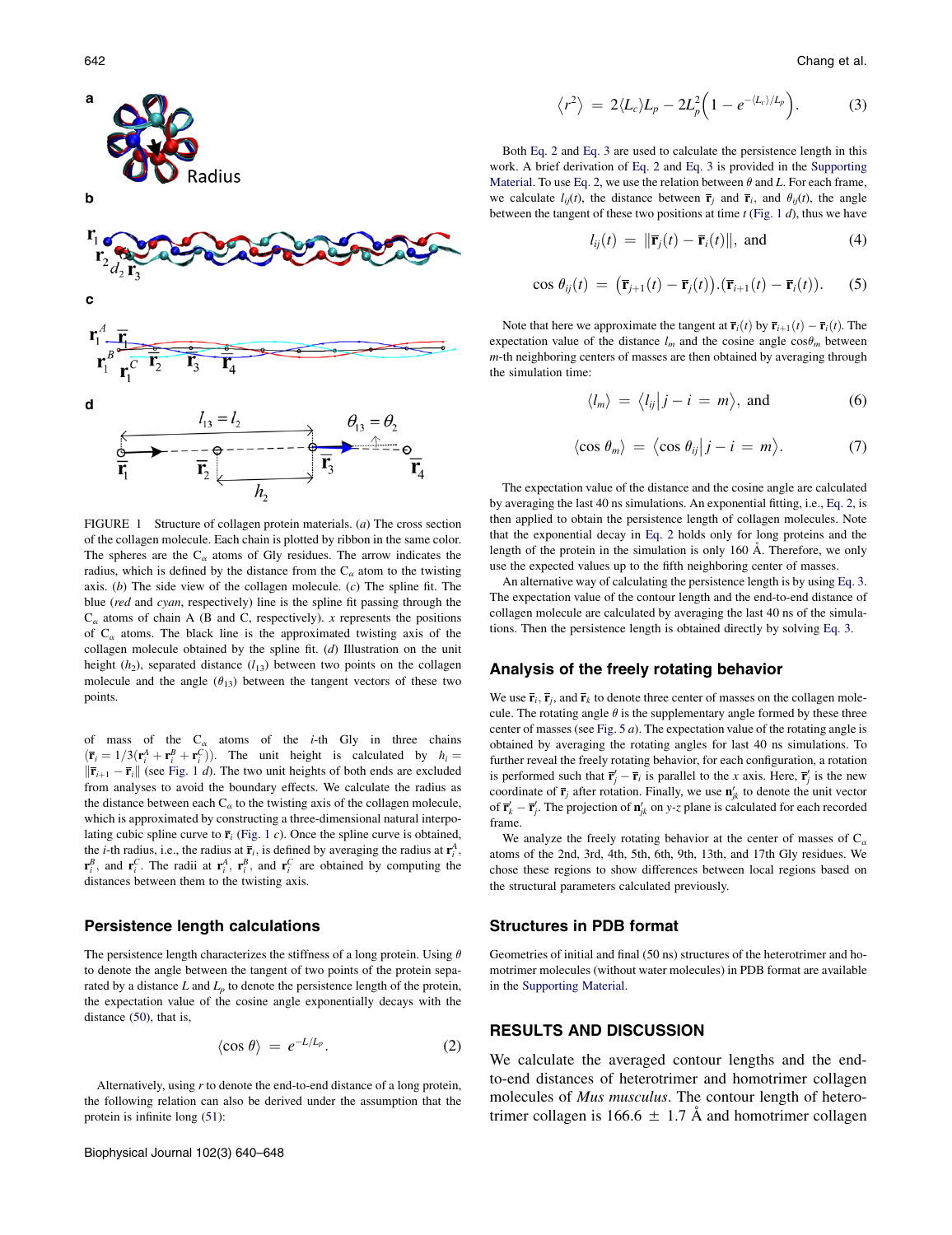FIGURE 1 Structure of collagen protein materials. (*a*) The cross section of the collagen molecule. Each chain is plotted by ribbon in the same color. The spheres are the $C_\alpha$ atoms of Gly residues. The arrow indicates the radius, which is defined by the distance from the $C_\alpha$ atom to the twisting axis. (*b*) The side view of the collagen molecule. (*c*) The spline fit. The blue (*red* and *cyan*, respectively) line is the spline fit passing through the $C_\alpha$ atoms of chain A (B and C, respectively). *x* represents the positions of $C_\alpha$ atoms. The black line is the approximated twisting axis of the collagen molecule obtained by the spline fit. (*d*) Illustration on the unit height ($h_2$), separated distance ($l_{13}$) between two points on the collagen molecule and the angle ($\theta_{13}$) between the tangent vectors of these two points.

of mass of the $C_\alpha$ atoms of the *i*-th Gly in three chains ($\bar{\mathbf{r}}_i = 1/3(\mathbf{r}_i^A + \mathbf{r}_i^B + \mathbf{r}_i^C)$). The unit height is calculated by $h_i = \|\bar{\mathbf{r}}_{i+1} - \bar{\mathbf{r}}_i\|$ (see Fig. 1 *d*). The two unit heights of both ends are excluded from analyses to avoid the boundary effects. We calculate the radius as the distance between each $C_\alpha$ atom to the twisting axis of the collagen molecule, which is approximated by constructing a three-dimensional natural interpolating cubic spline curve to $\bar{\mathbf{r}}_i$ (Fig. 1 *c*). Once the spline fit is obtained, the *i*-th radius, i.e., the radius at $\bar{\mathbf{r}}_i$, is defined by averaging the radius at $\mathbf{r}_i^A$, $\mathbf{r}_i^B$, and $\mathbf{r}_i^C$. The radii at $\mathbf{r}_i^A$, $\mathbf{r}_i^B$, and $\mathbf{r}_i^C$ are obtained by computing the distances between them to the twisting axis.

## Persistence length calculations

The persistence length characterizes the stiffness of a long protein. Using $\theta$ to denote the angle between the tangent of two points of the protein separated by a distance $L$ and $L_p$ to denote the persistence length of the protein, the expectation value of the cosine angle exponentially decays with the distance (50), that is,

$$\langle \cos\theta \rangle = e^{-L/L_p}. \tag{2}$$

Alternatively, using $r$ to denote the end-to-end distance of a long protein, the following relation can also be derived under the assumption that the protein is infinite long (51):

$$\langle r^2 \rangle = 2\langle L_c \rangle L_p - 2L_p^2\left(1 - e^{-\langle L_c \rangle / L_p}\right). \tag{3}$$

Both Eq. 2 and Eq. 3 are used to calculate the persistence length in this work. A brief derivation of Eq. 2 and Eq. 3 is provided in the Supporting Material. To use Eq. 2, we use the relation between $\theta$ and $L$. For each frame, we calculate $l_{ij}(t)$, the distance between $\bar{\mathbf{r}}_j$ and $\bar{\mathbf{r}}_i$, and $\theta_{ij}(t)$, the angle between the tangent of these two positions at time $t$ (Fig. 1 *d*), thus we have

$$l_{ij}(t) = \|\bar{\mathbf{r}}_j(t) - \bar{\mathbf{r}}_i(t)\|, \text{ and} \tag{4}$$

$$\cos\theta_{ij}(t) = \left(\bar{\mathbf{r}}_{j+1}(t) - \bar{\mathbf{r}}_j(t)\right).\left(\bar{\mathbf{r}}_{i+1}(t) - \bar{\mathbf{r}}_i(t)\right). \tag{5}$$

Note that here we approximate the tangent at $\bar{\mathbf{r}}_i(t)$ by $\bar{\mathbf{r}}_{i+1}(t) - \bar{\mathbf{r}}_i(t)$. The expectation value of the distance $l_m$ and the cosine angle $\cos\theta_m$ between *m*-th neighboring centers of masses are then obtained by averaging through the simulation time:

$$\langle l_m \rangle = \langle l_{ij} | j - i = m \rangle, \text{ and} \tag{6}$$

$$\langle \cos\theta_m \rangle = \langle \cos\theta_{ij} | j - i = m \rangle. \tag{7}$$

The expectation value of the distance and the cosine angle are calculated by averaging the last 40 ns simulations. An exponential fitting, i.e., Eq. 2, is then applied to obtain the persistence length of collagen molecules. Note that the exponential decay in Eq. 2 holds only for long proteins and the length of the protein in the simulation is only 160 Å. Therefore, we only use the expected values up to the fifth neighboring center of masses.

An alternative way of calculating the persistence length is by using Eq. 3. The expectation value of the contour length and the end-to-end distance of collagen molecule are calculated by averaging the last 40 ns of the simulations. Then the persistence length is obtained directly by solving Eq. 3.

## Analysis of the freely rotating behavior

We use $\bar{\mathbf{r}}_i$, $\bar{\mathbf{r}}_j$, and $\bar{\mathbf{r}}_k$ to denote three center of masses on the collagen molecule. The rotating angle $\theta$ is the supplementary angle formed by these three center of masses (see Fig. 5 *a*). The expectation value of the rotating angle is obtained by averaging the rotating angles for last 40 ns simulations. To further reveal the freely rotating behavior, for each configuration, a rotation is performed such that $\bar{\mathbf{r}}_j' - \bar{\mathbf{r}}_i$ is parallel to the *x* axis. Here, $\bar{\mathbf{r}}_j'$ is the new coordinate of $\bar{\mathbf{r}}_j$ after rotation. Finally, we use $\mathbf{n}_{jk}'$ to denote the unit vector of $\bar{\mathbf{r}}_k' - \bar{\mathbf{r}}_j'$. The projection of $\mathbf{n}_{jk}'$ on *y-z* plane is calculated for each recorded frame.

We analyze the freely rotating behavior at the center of masses of $C_\alpha$ atoms of the 2nd, 3rd, 4th, 5th, 6th, 9th, 13th, and 17th Gly residues. We chose these regions to show differences between local regions based on the structural parameters calculated previously.

## Structures in PDB format

Geometries of initial and final (50 ns) structures of the heterotrimer and homotrimer molecules (without water molecules) in PDB format are available in the Supporting Material.

# RESULTS AND DISCUSSION

We calculate the averaged contour lengths and the end-to-end distances of heterotrimer and homotrimer collagen molecules of *Mus musculus*. The contour length of heterotrimer collagen is 166.6 ± 1.7 Å and homotrimer collagen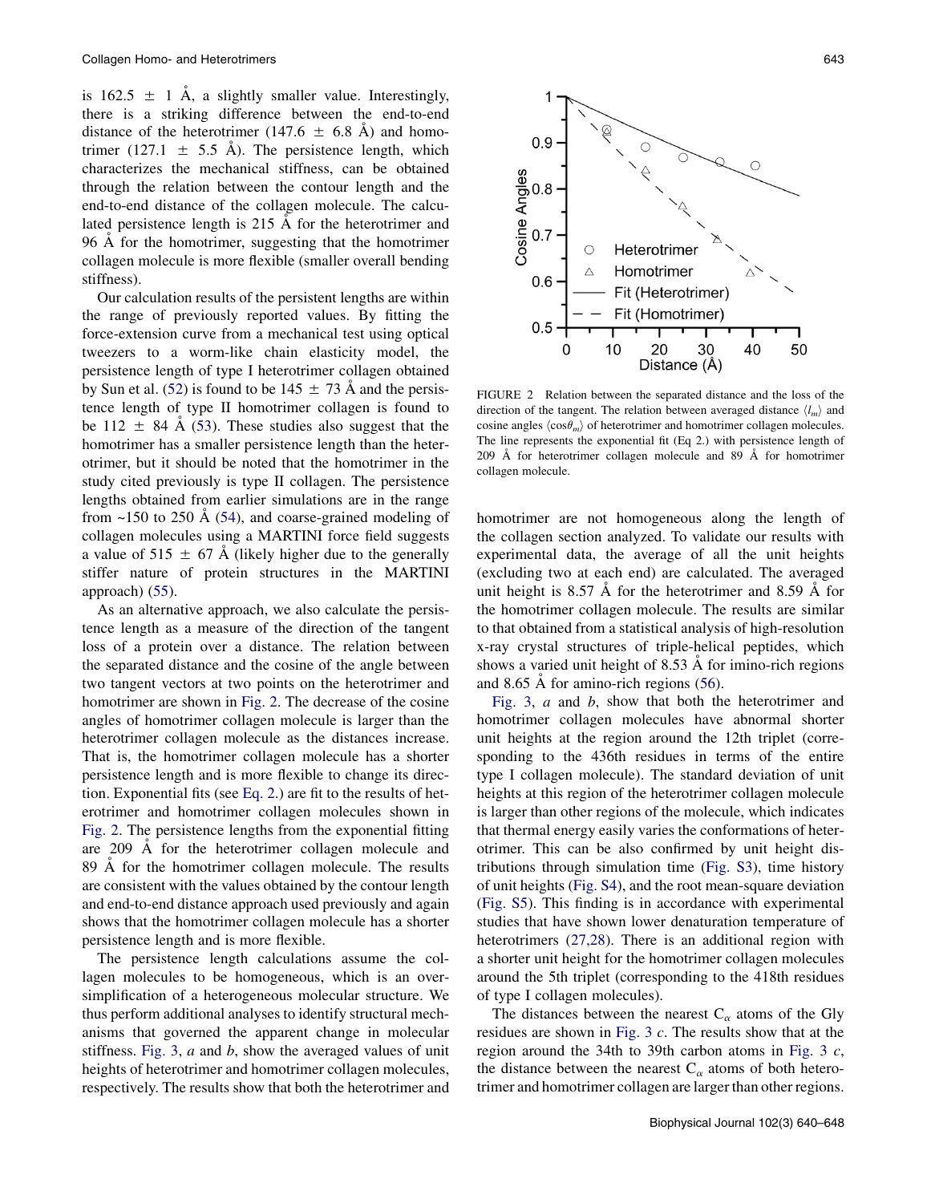is 162.5 ± 1 Å, a slightly smaller value. Interestingly, there is a striking difference between the end-to-end distance of the heterotrimer (147.6 ± 6.8 Å) and homotrimer (127.1 ± 5.5 Å). The persistence length, which characterizes the mechanical stiffness, can be obtained through the relation between the contour length and the end-to-end distance of the collagen molecule. The calculated persistence length is 215 Å for the heterotrimer and 96 Å for the homotrimer, suggesting that the homotrimer collagen molecule is more flexible (smaller overall bending stiffness).

Our calculation results of the persistent lengths are within the range of previously reported values. By fitting the force-extension curve from a mechanical test using optical tweezers to a worm-like chain elasticity model, the persistence length of type I heterotrimer collagen obtained by Sun et al. (52) is found to be 145 ± 73 Å and the persistence length of type II homotrimer collagen is found to be 112 ± 84 Å (53). These studies also suggest that the homotrimer has a smaller persistence length than the heterotrimer, but it should be noted that the homotrimer in the study cited previously is type II collagen. The persistence lengths obtained from earlier simulations are in the range from ~150 to 250 Å (54), and coarse-grained modeling of collagen molecules using a MARTINI force field suggests a value of 515 ± 67 Å (likely higher due to the generally stiffer nature of protein structures in the MARTINI approach) (55).

As an alternative approach, we also calculate the persistence length as a measure of the direction of the tangent loss of a protein over a distance. The relation between the separated distance and the cosine of the angle between two tangent vectors at two points on the heterotrimer and homotrimer are shown in Fig. 2. The decrease of the cosine angles of homotrimer collagen molecule is larger than the heterotrimer collagen molecule as the distances increase. That is, the homotrimer collagen molecule has a shorter persistence length and is more flexible to change its direction. Exponential fits (see Eq. 2.) are fit to the results of heterotrimer and homotrimer collagen molecules shown in Fig. 2. The persistence lengths from the exponential fitting are 209 Å for the heterotrimer collagen molecule and 89 Å for the homotrimer collagen molecule. The results are consistent with the values obtained by the contour length and end-to-end distance approach used previously and again shows that the homotrimer collagen molecule has a shorter persistence length and is more flexible.

The persistence length calculations assume the collagen molecules to be homogeneous, which is an oversimplification of a heterogeneous molecular structure. We thus perform additional analyses to identify structural mechanisms that governed the apparent change in molecular stiffness. Fig. 3, *a* and *b*, show the averaged values of unit heights of heterotrimer and homotrimer collagen molecules, respectively. The results show that both the heterotrimer and homotrimer are not homogeneous along the length of the collagen section analyzed. To validate our results with experimental data, the average of all the unit heights (excluding two at each end) are calculated. The averaged unit height is 8.57 Å for the heterotrimer and 8.59 Å for the homotrimer collagen molecule. The results are similar to that obtained from a statistical analysis of high-resolution x-ray crystal structures of triple-helical peptides, which shows a varied unit height of 8.53 Å for imino-rich regions and 8.65 Å for amino-rich regions (56).

FIGURE 2 Relation between the separated distance and the loss of the direction of the tangent. The relation between averaged distance $\langle l_m \rangle$ and cosine angles $\langle \cos\theta_m \rangle$ of heterotrimer and homotrimer collagen molecules. The line represents the exponential fit (Eq 2.) with persistence length of 209 Å for heterotrimer collagen molecule and 89 Å for homotrimer collagen molecule.

Fig. 3, *a* and *b*, show that both the heterotrimer and homotrimer collagen molecules have abnormal shorter unit heights at the region around the 12th triplet (corresponding to the 436th residues in terms of the entire type I collagen molecule). The standard deviation of unit heights at this region of the heterotrimer collagen molecule is larger than other regions of the molecule, which indicates that thermal energy easily varies the conformations of heterotrimer. This can be also confirmed by unit height distributions through simulation time (Fig. S3), time history of unit heights (Fig. S4), and the root mean-square deviation (Fig. S5). This finding is in accordance with experimental studies that have shown lower denaturation temperature of heterotrimers (27,28). There is an additional region with a shorter unit height for the homotrimer collagen molecules around the 5th triplet (corresponding to the 418th residues of type I collagen molecules).

The distances between the nearest $C_\alpha$ atoms of the Gly residues are shown in Fig. 3 *c*. The results show that at the region around the 34th to 39th carbon atoms in Fig. 3 *c*, the distance between the nearest $C_\alpha$ atoms of both heterotrimer and homotrimer collagen are larger than other regions.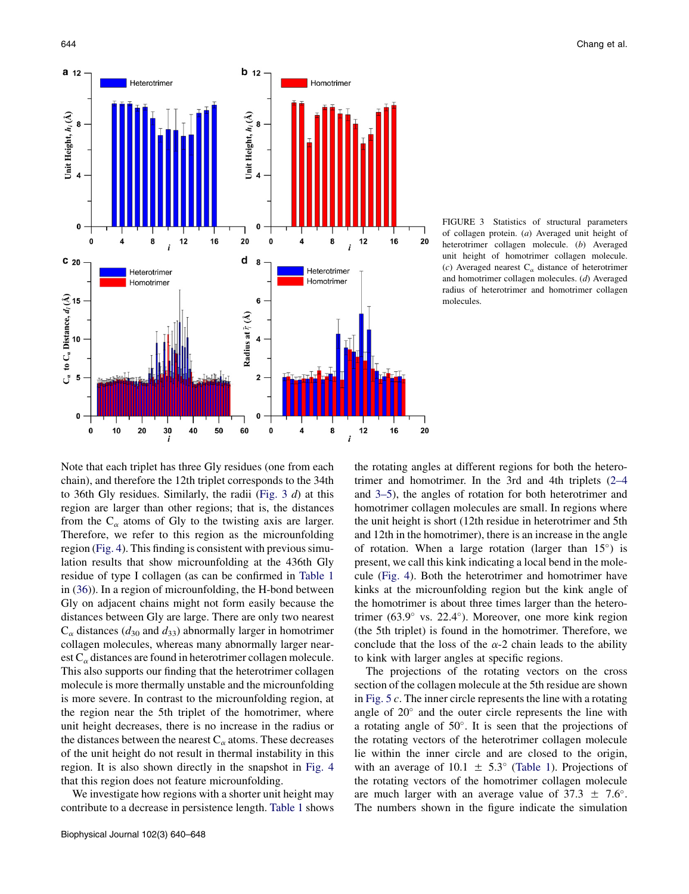FIGURE 3 Statistics of structural parameters of collagen protein. (*a*) Averaged unit height of heterotrimer collagen molecule. (*b*) Averaged unit height of homotrimer collagen molecule. (*c*) Averaged nearest $C_\alpha$ distance of heterotrimer and homotrimer collagen molecules. (*d*) Averaged radius of heterotrimer and homotrimer collagen molecules.

Note that each triplet has three Gly residues (one from each chain), and therefore the 12th triplet corresponds to the 34th to 36th Gly residues. Similarly, the radii (Fig. 3 *d*) at this region are larger than other regions; that is, the distances from the $C_\alpha$ atoms of Gly to the twisting axis are larger. Therefore, we refer to this region as the microunfolding region (Fig. 4). This finding is consistent with previous simulation results that show microunfolding at the 436th Gly residue of type I collagen (as can be confirmed in Table 1 in (36)). In a region of microunfolding, the H-bond between Gly on adjacent chains might not form easily because the distances between Gly are large. There are only two nearest $C_\alpha$ distances ($d_{30}$ and $d_{33}$) abnormally larger in homotrimer collagen molecules, whereas many abnormally larger nearest $C_\alpha$ distances are found in heterotrimer collagen molecule. This also supports our finding that the heterotrimer collagen molecule is more thermally unstable and the microunfolding is more severe. In contrast to the microunfolding region, at the region near the 5th triplet of the homotrimer, where unit height decreases, there is no increase in the radius or the distances between the nearest $C_\alpha$ atoms. These decreases of the unit height do not result in thermal instability in this region. It is also shown directly in the snapshot in Fig. 4 that this region does not feature microunfolding.

We investigate how regions with a shorter unit height may contribute to a decrease in persistence length. Table 1 shows the rotating angles at different regions for both the heterotrimer and homotrimer. In the 3rd and 4th triplets (2–4 and 3–5), the angles of rotation for both heterotrimer and homotrimer collagen molecules are small. In regions where the unit height is short (12th residue in heterotrimer and 5th and 12th in the homotrimer), there is an increase in the angle of rotation. When a large rotation (larger than 15°) is present, we call this kink indicating a local bend in the molecule (Fig. 4). Both the heterotrimer and homotrimer have kinks at the microunfolding region but the kink angle of the homotrimer is about three times larger than the heterotrimer (63.9° vs. 22.4°). Moreover, one more kink region (the 5th triplet) is found in the homotrimer. Therefore, we conclude that the loss of the $\alpha$-2 chain leads to the ability to kink with larger angles at specific regions.

The projections of the rotating vectors on the cross section of the collagen molecule at the 5th residue are shown in Fig. 5 *c*. The inner circle represents the line with a rotating angle of 20° and the outer circle represents the line with a rotating angle of 50°. It is seen that the projections of the rotating vectors of the heterotrimer collagen molecule lie within the inner circle and are closed to the origin, with an average of 10.1 ± 5.3° (Table 1). Projections of the rotating vectors of the homotrimer collagen molecule are much larger with an average value of 37.3 ± 7.6°. The numbers shown in the figure indicate the simulation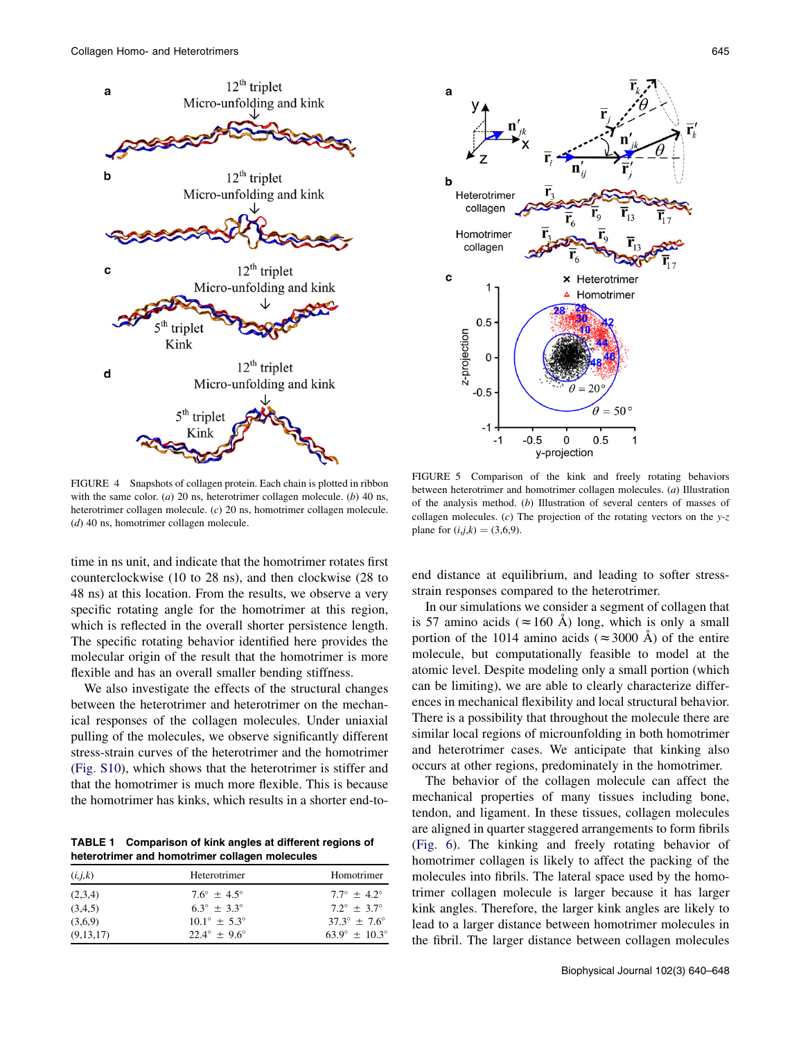FIGURE 4 Snapshots of collagen protein. Each chain is plotted in ribbon with the same color. (*a*) 20 ns, heterotrimer collagen molecule. (*b*) 40 ns, heterotrimer collagen molecule. (*c*) 20 ns, homotrimer collagen molecule. (*d*) 40 ns, homotrimer collagen molecule.

FIGURE 5 Comparison of the kink and freely rotating behaviors between heterotrimer and homotrimer collagen molecules. (*a*) Illustration of the analysis method. (*b*) Illustration of several centers of masses of collagen molecules. (*c*) The projection of the rotating vectors on the *y-z* plane for $(i,j,k) = (3,6,9)$.

time in ns unit, and indicate that the homotrimer rotates first counterclockwise (10 to 28 ns), and then clockwise (28 to 48 ns) at this location. From the results, we observe a very specific rotating angle for the homotrimer at this region, which is reflected in the overall shorter persistence length. The specific rotating behavior identified here provides the molecular origin of the result that the homotrimer is more flexible and has an overall smaller bending stiffness.

We also investigate the effects of the structural changes between the heterotrimer and heterotrimer collagen molecules on the mechanical responses of the collagen molecules. Under uniaxial pulling of the molecules, we observe significantly different stress-strain curves of the heterotrimer and the homotrimer (Fig. S10), which shows that the heterotrimer is stiffer and that the homotrimer is much more flexible. This is because the homotrimer has kinks, which results in a shorter end-to-end distance at equilibrium, and leading to softer stress-strain responses compared to the heterotrimer.

**TABLE 1 Comparison of kink angles at different regions of heterotrimer and homotrimer collagen molecules**

| $(i,j,k)$ | Heterotrimer | Homotrimer |
|---|---|---|
| (2,3,4) | $7.6° \pm 4.5°$ | $7.7° \pm 4.2°$ |
| (3,4,5) | $6.3° \pm 3.3°$ | $7.2° \pm 3.7°$ |
| (3,6,9) | $10.1° \pm 5.3°$ | $37.3° \pm 7.6°$ |
| (9,13,17) | $22.4° \pm 9.6°$ | $63.9° \pm 10.3°$ |

In our simulations we consider a segment of collagen that is 57 amino acids ($\approx$160 Å) long, which is only a small portion of the 1014 amino acids ($\approx$3000 Å) of the entire molecule, but computationally feasible to model at the atomic level. Despite modeling only a small portion (which can be limiting), we are able to clearly characterize differences in mechanical flexibility and local structural behavior. There is a possibility that throughout the molecule there are similar local regions of microunfolding in both homotrimer and heterotrimer cases. We anticipate that kinking also occurs at other regions, predominately in the homotrimer.

The behavior of the collagen molecule can affect the mechanical properties of many tissues including bone, tendon, and ligament. In these tissues, collagen molecules are aligned in quarter staggered arrangements to form fibrils (Fig. 6). The kinking and freely rotating behavior of homotrimer collagen is likely to affect the packing of the molecules into fibrils. The lateral space used by the homotrimer collagen molecule is larger because it has larger kink angles. Therefore, the larger kink angles are likely to lead to a larger distance between homotrimer molecules in the fibril. The larger distance between collagen molecules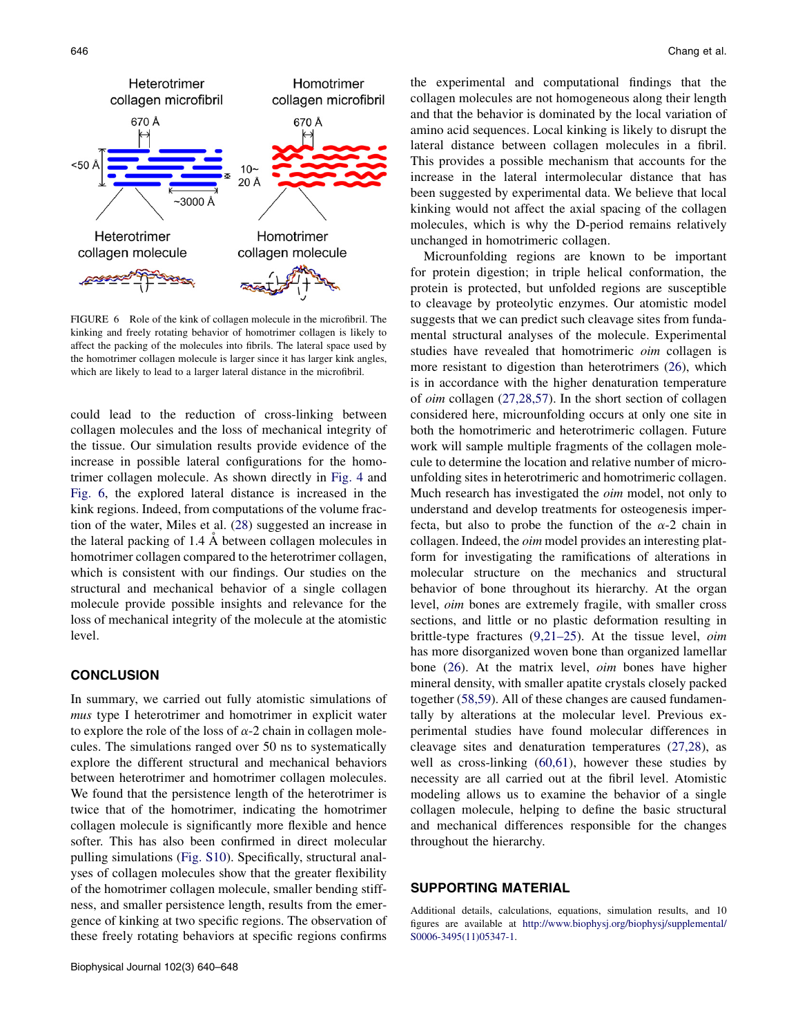FIGURE 6 Role of the kink of collagen molecule in the microfibril. The kinking and freely rotating behavior of homotrimer collagen is likely to affect the packing of the molecules into fibrils. The lateral space used by the homotrimer collagen molecule is larger since it has larger kink angles, which are likely to lead to a larger lateral distance in the microfibril.

could lead to the reduction of cross-linking between collagen molecules and the loss of mechanical integrity of the tissue. Our simulation results provide evidence of the increase in possible lateral configurations for the homotrimer collagen molecule. As shown directly in Fig. 4 and Fig. 6, the explored lateral distance is increased in the kink regions. Indeed, from computations of the volume fraction of the water, Miles et al. (28) suggested an increase in the lateral packing of 1.4 Å between collagen molecules in homotrimer collagen compared to the heterotrimer collagen, which is consistent with our findings. Our studies on the structural and mechanical behavior of a single collagen molecule provide possible insights and relevance for the loss of mechanical integrity of the molecule at the atomistic level.

## CONCLUSION

In summary, we carried out fully atomistic simulations of *mus* type I heterotrimer and homotrimer in explicit water to explore the role of the loss of $\alpha$-2 chain in collagen molecules. The simulations ranged over 50 ns to systematically explore the different structural and mechanical behaviors between heterotrimer and homotrimer collagen molecules. We found that the persistence length of the heterotrimer is twice that of the homotrimer, indicating the homotrimer collagen molecule is significantly more flexible and hence softer. This has also been confirmed in direct molecular pulling simulations (Fig. S10). Specifically, structural analyses of collagen molecules show that the greater flexibility of the homotrimer collagen molecule, smaller bending stiffness, and smaller persistence length, results from the emergence of kinking at two specific regions. The observation of these freely rotating behaviors at specific regions confirms the experimental and computational findings that the collagen molecules are not homogeneous along their length and that the behavior is dominated by the local variation of amino acid sequences. Local kinking is likely to disrupt the lateral distance between collagen molecules in a fibril. This provides a possible mechanism that accounts for the increase in the lateral intermolecular distance that has been suggested by experimental data. We believe that local kinking would not affect the axial spacing of the collagen molecules, which is why the D-period remains relatively unchanged in homotrimeric collagen.

Microunfolding regions are known to be important for protein digestion; in triple helical conformation, the protein is protected, but unfolded regions are susceptible to cleavage by proteolytic enzymes. Our atomistic model suggests that we can predict such cleavage sites from fundamental structural analyses of the molecule. Experimental studies have revealed that homotrimeric *oim* collagen is more resistant to digestion than heterotrimers (26), which is in accordance with the higher denaturation temperature of *oim* collagen (27,28,57). In the short section of collagen considered here, microunfolding occurs at only one site in both the homotrimeric and heterotrimeric collagen. Future work will sample multiple fragments of the collagen molecule to determine the location and relative number of microunfolding sites in heterotrimeric and homotrimeric collagen. Much research has investigated the *oim* model, not only to understand and develop treatments for osteogenesis imperfecta, but also to probe the function of the $\alpha$-2 chain in collagen. Indeed, the *oim* model provides an interesting platform for investigating the ramifications of alterations in molecular structure on the mechanics and structural behavior of bone throughout its hierarchy. At the organ level, *oim* bones are extremely fragile, with smaller cross sections, and little or no plastic deformation resulting in brittle-type fractures (9,21–25). At the tissue level, *oim* has more disorganized woven bone than organized lamellar bone (26). At the matrix level, *oim* bones have higher mineral density, with smaller apatite crystals closely packed together (58,59). All of these changes are caused fundamentally by alterations at the molecular level. Previous experimental studies have found molecular differences in cleavage sites and denaturation temperatures (27,28), as well as cross-linking (60,61), however these studies by necessity are all carried out at the fibril level. Atomistic modeling allows us to examine the behavior of a single collagen molecule, helping to define the basic structural and mechanical differences responsible for the changes throughout the hierarchy.

## SUPPORTING MATERIAL

Additional details, calculations, equations, simulation results, and 10 figures are available at http://www.biophysj.org/biophysj/supplemental/S0006-3495(11)05347-1.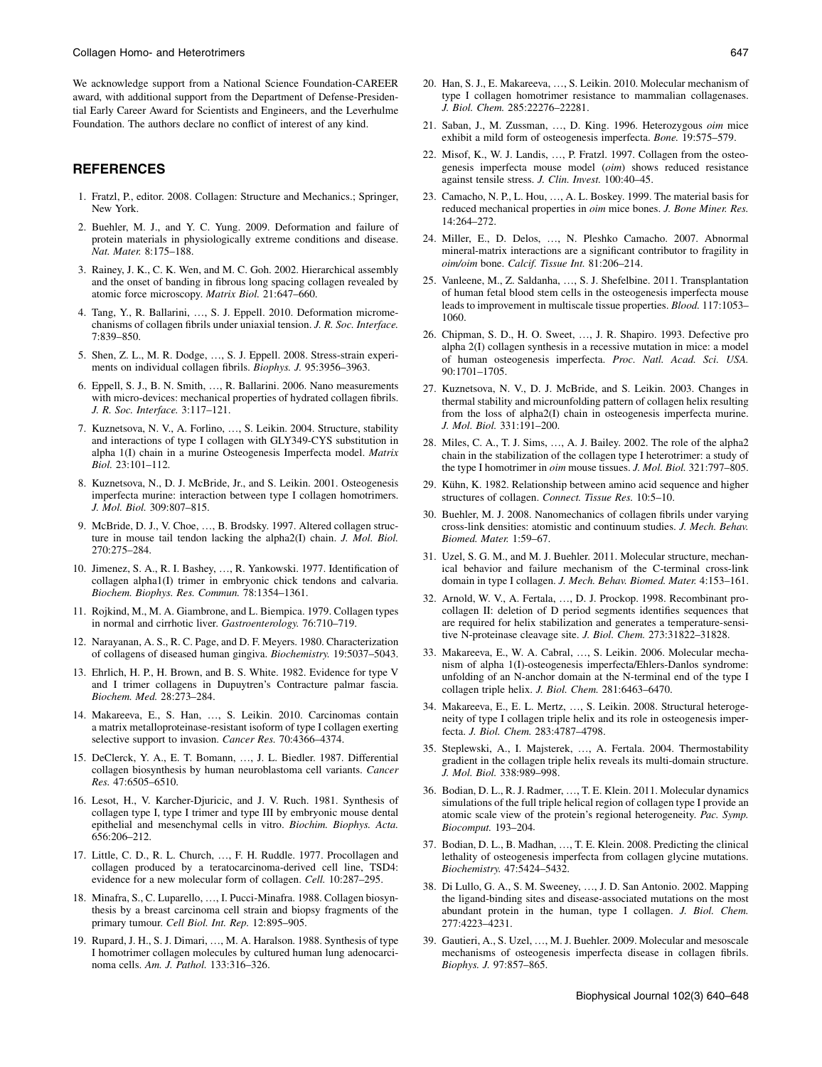We acknowledge support from a National Science Foundation-CAREER award, with additional support from the Department of Defense-Presidential Early Career Award for Scientists and Engineers, and the Leverhulme Foundation. The authors declare no conflict of interest of any kind.

## REFERENCES

1. Fratzl, P., editor. 2008. Collagen: Structure and Mechanics.; Springer, New York.
2. Buehler, M. J., and Y. C. Yung. 2009. Deformation and failure of protein materials in physiologically extreme conditions and disease. *Nat. Mater.* 8:175–188.
3. Rainey, J. K., C. K. Wen, and M. C. Goh. 2002. Hierarchical assembly and the onset of banding in fibrous long spacing collagen revealed by atomic force microscopy. *Matrix Biol.* 21:647–660.
4. Tang, Y., R. Ballarini, …, S. J. Eppell. 2010. Deformation micromechanisms of collagen fibrils under uniaxial tension. *J. R. Soc. Interface.* 7:839–850.
5. Shen, Z. L., M. R. Dodge, …, S. J. Eppell. 2008. Stress-strain experiments on individual collagen fibrils. *Biophys. J.* 95:3956–3963.
6. Eppell, S. J., B. N. Smith, …, R. Ballarini. 2006. Nano measurements with micro-devices: mechanical properties of hydrated collagen fibrils. *J. R. Soc. Interface.* 3:117–121.
7. Kuznetsova, N. V., A. Forlino, …, S. Leikin. 2004. Structure, stability and interactions of type I collagen with GLY349-CYS substitution in alpha 1(I) chain in a murine Osteogenesis Imperfecta model. *Matrix Biol.* 23:101–112.
8. Kuznetsova, N., D. J. McBride, Jr., and S. Leikin. 2001. Osteogenesis imperfecta murine: interaction between type I collagen homotrimers. *J. Mol. Biol.* 309:807–815.
9. McBride, D. J., V. Choe, …, B. Brodsky. 1997. Altered collagen structure in mouse tail tendon lacking the alpha2(I) chain. *J. Mol. Biol.* 270:275–284.
10. Jimenez, S. A., R. I. Bashey, …, R. Yankowski. 1977. Identification of collagen alpha1(I) trimer in embryonic chick tendons and calvaria. *Biochem. Biophys. Res. Commun.* 78:1354–1361.
11. Rojkind, M., M. A. Giambrone, and L. Biempica. 1979. Collagen types in normal and cirrhotic liver. *Gastroenterology.* 76:710–719.
12. Narayanan, A. S., R. C. Page, and D. F. Meyers. 1980. Characterization of collagens of diseased human gingiva. *Biochemistry.* 19:5037–5043.
13. Ehrlich, H. P., H. Brown, and B. S. White. 1982. Evidence for type V and I trimer collagens in Dupuytren's Contracture palmar fascia. *Biochem. Med.* 28:273–284.
14. Makareeva, E., S. Han, …, S. Leikin. 2010. Carcinomas contain a matrix metalloproteinase-resistant isoform of type I collagen exerting selective support to invasion. *Cancer Res.* 70:4366–4374.
15. DeClerck, Y. A., E. T. Bomann, …, J. L. Biedler. 1987. Differential collagen biosynthesis by human neuroblastoma cell variants. *Cancer Res.* 47:6505–6510.
16. Lesot, H., V. Karcher-Djuricic, and J. V. Ruch. 1981. Synthesis of collagen type I, type I trimer and type III by embryonic mouse dental epithelial and mesenchymal cells in vitro. *Biochim. Biophys. Acta.* 656:206–212.
17. Little, C. D., R. L. Church, …, F. H. Ruddle. 1977. Procollagen and collagen produced by a teratocarcinoma-derived cell line, TSD4: evidence for a new molecular form of collagen. *Cell.* 10:287–295.
18. Minafra, S., C. Luparello, …, I. Pucci-Minafra. 1988. Collagen biosynthesis by a breast carcinoma cell strain and biopsy fragments of the primary tumour. *Cell Biol. Int. Rep.* 12:895–905.
19. Rupard, J. H., S. J. Dimari, …, M. A. Haralson. 1988. Synthesis of type I homotrimer collagen molecules by cultured human lung adenocarcinoma cells. *Am. J. Pathol.* 133:316–326.
20. Han, S. J., E. Makareeva, …, S. Leikin. 2010. Molecular mechanism of type I collagen homotrimer resistance to mammalian collagenases. *J. Biol. Chem.* 285:22276–22281.
21. Saban, J., M. Zussman, …, D. King. 1996. Heterozygous *oim* mice exhibit a mild form of osteogenesis imperfecta. *Bone.* 19:575–579.
22. Misof, K., W. J. Landis, …, P. Fratzl. 1997. Collagen from the osteogenesis imperfecta mouse model (*oim*) shows reduced resistance against tensile stress. *J. Clin. Invest.* 100:40–45.
23. Camacho, N. P., L. Hou, …, A. L. Boskey. 1999. The material basis for reduced mechanical properties in *oim* mice bones. *J. Bone Miner. Res.* 14:264–272.
24. Miller, E., D. Delos, …, N. Pleshko Camacho. 2007. Abnormal mineral-matrix interactions are a significant contributor to fragility in *oim/oim* bone. *Calcif. Tissue Int.* 81:206–214.
25. Vanleene, M., Z. Saldanha, …, S. J. Shefelbine. 2011. Transplantation of human fetal blood stem cells in the osteogenesis imperfecta mouse leads to improvement in multiscale tissue properties. *Blood.* 117:1053–1060.
26. Chipman, S. D., H. O. Sweet, …, J. R. Shapiro. 1993. Defective pro alpha 2(I) collagen synthesis in a recessive mutation in mice: a model of human osteogenesis imperfecta. *Proc. Natl. Acad. Sci. USA.* 90:1701–1705.
27. Kuznetsova, N. V., D. J. McBride, and S. Leikin. 2003. Changes in thermal stability and microunfolding pattern of collagen helix resulting from the loss of alpha2(I) chain in osteogenesis imperfecta murine. *J. Mol. Biol.* 331:191–200.
28. Miles, C. A., T. J. Sims, …, A. J. Bailey. 2002. The role of the alpha2 chain in the stabilization of the collagen type I heterotrimer: a study of the type I homotrimer in *oim* mouse tissues. *J. Mol. Biol.* 321:797–805.
29. Kühn, K. 1982. Relationship between amino acid sequence and higher structures of collagen. *Connect. Tissue Res.* 10:5–10.
30. Buehler, M. J. 2008. Nanomechanics of collagen fibrils under varying cross-link densities: atomistic and continuum studies. *J. Mech. Behav. Biomed. Mater.* 1:59–67.
31. Uzel, S. G. M., and M. J. Buehler. 2011. Molecular structure, mechanical behavior and failure mechanism of the C-terminal cross-link domain in type I collagen. *J. Mech. Behav. Biomed. Mater.* 4:153–161.
32. Arnold, W. V., A. Fertala, …, D. J. Prockop. 1998. Recombinant procollagen II: deletion of D period segments identifies sequences that are required for helix stabilization and generates a temperature-sensitive N-proteinase cleavage site. *J. Biol. Chem.* 273:31822–31828.
33. Makareeva, E., W. A. Cabral, …, S. Leikin. 2006. Molecular mechanism of alpha 1(I)-osteogenesis imperfecta/Ehlers-Danlos syndrome: unfolding of an N-anchor domain at the N-terminal end of the type I collagen triple helix. *J. Biol. Chem.* 281:6463–6470.
34. Makareeva, E., E. L. Mertz, …, S. Leikin. 2008. Structural heterogeneity of type I collagen triple helix and its role in osteogenesis imperfecta. *J. Biol. Chem.* 283:4787–4798.
35. Steplewski, A., I. Majsterek, …, A. Fertala. 2004. Thermostability gradient in the collagen triple helix reveals its multi-domain structure. *J. Mol. Biol.* 338:989–998.
36. Bodian, D. L., R. J. Radmer, …, T. E. Klein. 2011. Molecular dynamics simulations of the full triple helical region of collagen type I provide an atomic scale view of the protein's regional heterogeneity. *Pac. Symp. Biocomput.* 193–204.
37. Bodian, D. L., B. Madhan, …, T. E. Klein. 2008. Predicting the clinical lethality of osteogenesis imperfecta from collagen glycine mutations. *Biochemistry.* 47:5424–5432.
38. Di Lullo, G. A., S. M. Sweeney, …, J. D. San Antonio. 2002. Mapping the ligand-binding sites and disease-associated mutations on the most abundant protein in the human, type I collagen. *J. Biol. Chem.* 277:4223–4231.
39. Gautieri, A., S. Uzel, …, M. J. Buehler. 2009. Molecular and mesoscale mechanisms of osteogenesis imperfecta disease in collagen fibrils. *Biophys. J.* 97:857–865.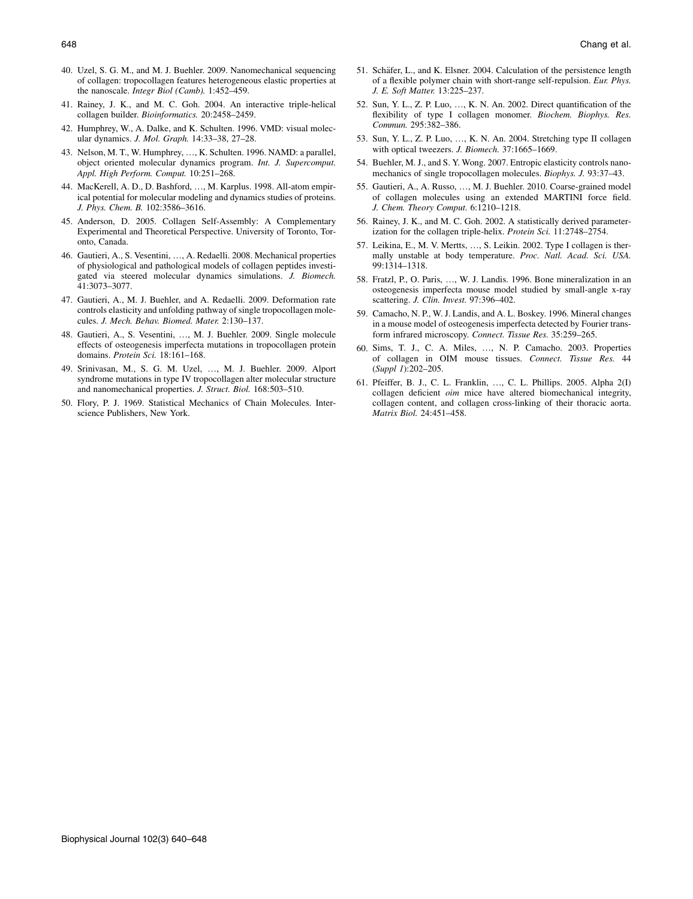40. Uzel, S. G. M., and M. J. Buehler. 2009. Nanomechanical sequencing of collagen: tropocollagen features heterogeneous elastic properties at the nanoscale. *Integr Biol (Camb).* 1:452–459.

41. Rainey, J. K., and M. C. Goh. 2004. An interactive triple-helical collagen builder. *Bioinformatics.* 20:2458–2459.

42. Humphrey, W., A. Dalke, and K. Schulten. 1996. VMD: visual molecular dynamics. *J. Mol. Graph.* 14:33–38, 27–28.

43. Nelson, M. T., W. Humphrey, …, K. Schulten. 1996. NAMD: a parallel, object oriented molecular dynamics program. *Int. J. Supercomput. Appl. High Perform. Comput.* 10:251–268.

44. MacKerell, A. D., D. Bashford, …, M. Karplus. 1998. All-atom empirical potential for molecular modeling and dynamics studies of proteins. *J. Phys. Chem. B.* 102:3586–3616.

45. Anderson, D. 2005. Collagen Self-Assembly: A Complementary Experimental and Theoretical Perspective. University of Toronto, Toronto, Canada.

46. Gautieri, A., S. Vesentini, …, A. Redaelli. 2008. Mechanical properties of physiological and pathological models of collagen peptides investigated via steered molecular dynamics simulations. *J. Biomech.* 41:3073–3077.

47. Gautieri, A., M. J. Buehler, and A. Redaelli. 2009. Deformation rate controls elasticity and unfolding pathway of single tropocollagen molecules. *J. Mech. Behav. Biomed. Mater.* 2:130–137.

48. Gautieri, A., S. Vesentini, …, M. J. Buehler. 2009. Single molecule effects of osteogenesis imperfecta mutations in tropocollagen protein domains. *Protein Sci.* 18:161–168.

49. Srinivasan, M., S. G. M. Uzel, …, M. J. Buehler. 2009. Alport syndrome mutations in type IV tropocollagen alter molecular structure and nanomechanical properties. *J. Struct. Biol.* 168:503–510.

50. Flory, P. J. 1969. Statistical Mechanics of Chain Molecules. Interscience Publishers, New York.

51. Schäfer, L., and K. Elsner. 2004. Calculation of the persistence length of a flexible polymer chain with short-range self-repulsion. *Eur. Phys. J. E. Soft Matter.* 13:225–237.

52. Sun, Y. L., Z. P. Luo, …, K. N. An. 2002. Direct quantification of the flexibility of type I collagen monomer. *Biochem. Biophys. Res. Commun.* 295:382–386.

53. Sun, Y. L., Z. P. Luo, …, K. N. An. 2004. Stretching type II collagen with optical tweezers. *J. Biomech.* 37:1665–1669.

54. Buehler, M. J., and S. Y. Wong. 2007. Entropic elasticity controls nanomechanics of single tropocollagen molecules. *Biophys. J.* 93:37–43.

55. Gautieri, A., A. Russo, …, M. J. Buehler. 2010. Coarse-grained model of collagen molecules using an extended MARTINI force field. *J. Chem. Theory Comput.* 6:1210–1218.

56. Rainey, J. K., and M. C. Goh. 2002. A statistically derived parameterization for the collagen triple-helix. *Protein Sci.* 11:2748–2754.

57. Leikina, E., M. V. Mertts, …, S. Leikin. 2002. Type I collagen is thermally unstable at body temperature. *Proc. Natl. Acad. Sci. USA.* 99:1314–1318.

58. Fratzl, P., O. Paris, …, W. J. Landis. 1996. Bone mineralization in an osteogenesis imperfecta mouse model studied by small-angle x-ray scattering. *J. Clin. Invest.* 97:396–402.

59. Camacho, N. P., W. J. Landis, and A. L. Boskey. 1996. Mineral changes in a mouse model of osteogenesis imperfecta detected by Fourier transform infrared microscopy. *Connect. Tissue Res.* 35:259–265.

60. Sims, T. J., C. A. Miles, …, N. P. Camacho. 2003. Properties of collagen in OIM mouse tissues. *Connect. Tissue Res.* 44 (*Suppl 1*):202–205.

61. Pfeiffer, B. J., C. L. Franklin, …, C. L. Phillips. 2005. Alpha 2(I) collagen deficient *oim* mice have altered biomechanical integrity, collagen content, and collagen cross-linking of their thoracic aorta. *Matrix Biol.* 24:451–458.